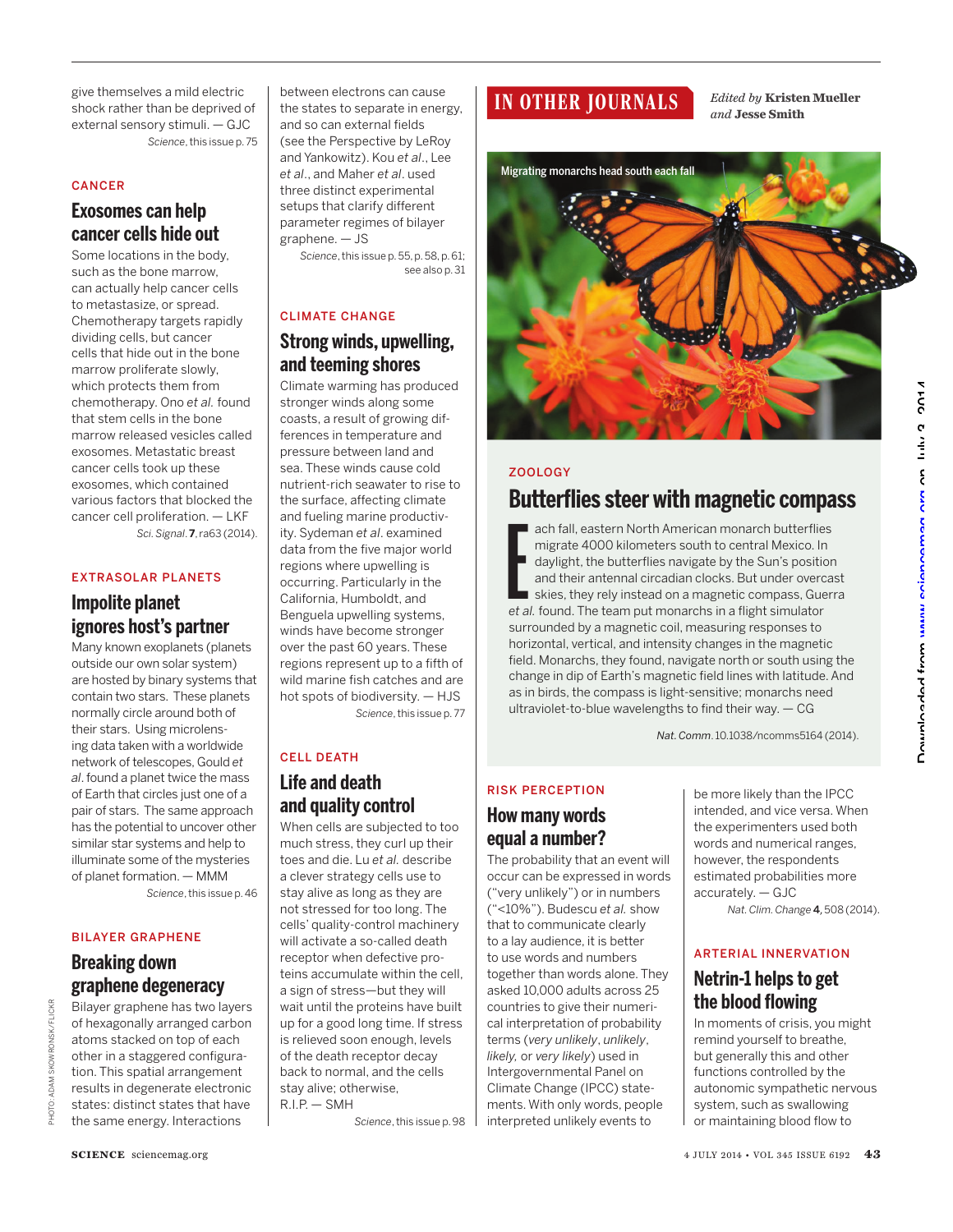give themselves a mild electric shock rather than be deprived of external sensory stimuli. — GJC

*Science*, this issue p. 75

CANCER

## Exosomes can help cancer cells hide out

Some locations in the body, such as the bone marrow, can actually help cancer cells to metastasize, or spread. Chemotherapy targets rapidly dividing cells, but cancer cells that hide out in the bone marrow proliferate slowly, which protects them from chemotherapy. Ono *et al.* found that stem cells in the bone marrow released vesicles called exosomes. Metastatic breast cancer cells took up these exosomes, which contained various factors that blocked the cancer cell proliferation. — LKF

*Sci. Signal.* **7**, ra63 (2014).

EXTRASOLAR PLANETS

## Impolite planet ignores host's partner

Many known exoplanets (planets outside our own solar system) are hosted by binary systems that contain two stars. These planets normally circle around both of their stars. Using microlensing data taken with a worldwide network of telescopes, Gould *et al.* found a planet twice the mass of Earth that circles just one of a pair of stars. The same approach has the potential to uncover other similar star systems and help to illuminate some of the mysteries of planet formation. — MMM

*Science*, this issue p. 46

BILAYER GRAPHENE

## Breaking down graphene degeneracy

Bilayer graphene has two layers of hexagonally arranged carbon atoms stacked on top of each other in a staggered configuration. This spatial arrangement results in degenerate electronic states: distinct states that have the same energy. Interactions between electrons can cause the states to separate in energy, and so can external fields (see the Perspective by LeRoy and Yankowitz). Kou *et al.*, Lee *et al.*, and Maher *et al.* used three distinct experimental setups that clarify different parameter regimes of bilayer graphene. — JS

*Science*, this issue p. 55, p. 58, p. 61; see also p. 31

CLIMATE CHANGE

## Strong winds, upwelling, and teeming shores

Climate warming has produced stronger winds along some coasts, a result of growing differences in temperature and pressure between land and sea. These winds cause cold nutrient-rich seawater to rise to the surface, affecting climate and fueling marine productivity. Sydeman *et al.* examined data from the five major world regions where upwelling is occurring. Particularly in the California, Humboldt, and Benguela upwelling systems, winds have become stronger over the past 60 years. These regions represent up to a fifth of wild marine fish catches and are hot spots of biodiversity. — HJS

*Science*, this issue p. 77

CELL DEATH

## Life and death and quality control

When cells are subjected to too much stress, they curl up their toes and die. Lu *et al.* describe a clever strategy cells use to stay alive as long as they are not stressed for too long. The cells' quality-control machinery will activate a so-called death receptor when defective proteins accumulate within the cell, a sign of stress—but they will wait until the proteins have built up for a good long time. If stress is relieved soon enough, levels of the death receptor decay back to normal, and the cells stay alive; otherwise, R.I.P. — SMH

*Science*, this issue p. 98

# IN OTHER JOURNALS

*Edited by* **Kristen Mueller** *and* **Jesse Smith**

Migrating monarchs head south each fall

ZOOLOGY

## Butterflies steer with magnetic compass

Each fall, eastern North American monarch butterflies migrate 4000 kilometers south to central Mexico. In daylight, the butterflies navigate by the Sun's position and their antennal circadian clocks. But under overcast skies, they rely instead on a magnetic compass, Guerra *et al.* found. The team put monarchs in a flight simulator surrounded by a magnetic coil, measuring responses to horizontal, vertical, and intensity changes in the magnetic field. Monarchs, they found, navigate north or south using the change in dip of Earth's magnetic field lines with latitude. And as in birds, the compass is light-sensitive; monarchs need ultraviolet-to-blue wavelengths to find their way. — CG

*Nat. Comm.* 10.1038/ncomms5164 (2014).

RISK PERCEPTION

## How many words equal a number?

The probability that an event will occur can be expressed in words ("very unlikely") or in numbers ("<10%"). Budescu *et al.* show that to communicate clearly to a lay audience, it is better to use words and numbers together than words alone. They asked 10,000 adults across 25 countries to give their numerical interpretation of probability terms (*very unlikely*, *unlikely*, *likely*, or *very likely*) used in Intergovernmental Panel on Climate Change (IPCC) statements. With only words, people interpreted unlikely events to be more likely than the IPCC intended, and vice versa. When the experimenters used both words and numerical ranges, however, the participants estimated probabilities more accurately. — GJC

*Nat. Clim. Change* **4**, 508 (2014).

ARTERIAL INNERVATION

## Netrin-1 helps to get the blood flowing

In moments of crisis, you might remind yourself to breathe, but generally this and other functions controlled by the autonomic sympathetic nervous system, such as swallowing or maintaining blood flow to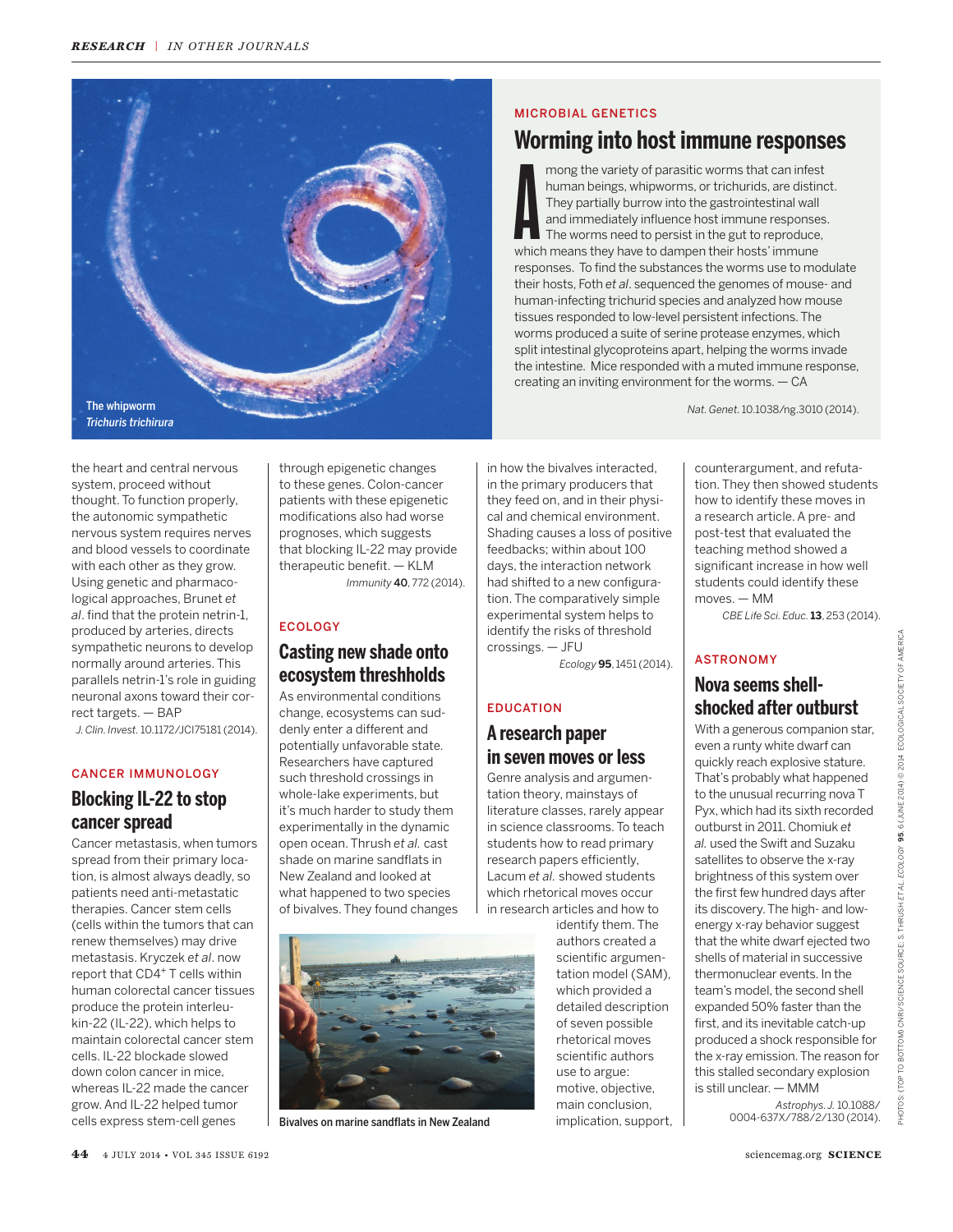## MICROBIAL GENETICS

# Worming into host immune responses

Among the variety of parasitic worms that can infect human beings, whipworms, or trichurids, are distinct. They partially burrow into the gastrointestinal wall and immediately influence host immune responses. The worms need to persist in the gut to reproduce, which means they have to dampen their hosts' immune responses. To find the substances the worms use to modulate their hosts, Foth *et al*. sequenced the genomes of mouse- and human-infecting trichurid species and analyzed how mouse tissues responded to low-level persistent infections. The worms produced a suite of serine protease enzymes, which split intestinal glycoproteins apart, helping the worms invade the intestine. Mice responded with a muted immune response, creating an inviting environment for the worms. — CA

*Nat. Genet.* 10.1038/ng.3010 (2014).

The whipworm *Trichuris trichirura*

the heart and central nervous system, proceed without thought. To function properly, the autonomic sympathetic nervous system requires nerves and blood vessels to coordinate with each other as they grow. Using genetic and pharmacological approaches, Brunet *et al*. find that the protein netrin-1, produced by arteries, directs sympathetic neurons to develop normally around arteries. This parallels netrin-1's role in guiding neuronal axons toward their correct targets. — BAP

*J. Clin. Invest.* 10.1172/JCI75181 (2014).

## CANCER IMMUNOLOGY

# Blocking IL-22 to stop cancer spread

Cancer metastasis, when tumors spread from their primary location, is almost always deadly, so patients need anti-metastatic therapies. Cancer stem cells (cells within the tumors that can renew themselves) may drive metastasis. Kryczek *et al*. now report that CD4$^+$ T cells within human colorectal cancer tissues produce the protein interleukin-22 (IL-22), which helps to maintain colorectal cancer stem cells. IL-22 blockade slowed down colon cancer in mice, whereas IL-22 made the cancer grow. And IL-22 helped tumor cells express stem-cell genes through epigenetic changes to these genes. Colon-cancer patients with these epigenetic modifications also had worse prognoses, which suggests that blocking IL-22 may provide therapeutic benefit. — KLM

*Immunity* **40**, 772 (2014).

## ECOLOGY

# Casting new shade onto ecosystem thresholds

As environmental conditions change, ecosystems can suddenly enter a different and potentially unfavorable state. Researchers have captured such threshold crossings in whole-lake experiments, but it's much harder to study them experimentally in the dynamic open ocean. Thrush *et al.* cast shade on marine sandflats in New Zealand and looked at what happened to two species of bivalves. They found changes in how the bivalves interacted, in the primary producers that they feed on, and in their physical and chemical environment. Shading causes a loss of positive feedbacks; within about 100 days, the interaction network had shifted to a new configuration. The comparatively simple experimental system helps to identify the risks of threshold crossings. — JFU

*Ecology* **95**, 1451 (2014).

Bivalves on marine sandflats in New Zealand

## EDUCATION

# A research paper in seven moves or less

Genre analysis and argumentation theory, mainstays of literature classes, rarely appear in science classrooms. To teach students how to read primary research papers efficiently, Lacum *et al.* showed students which rhetorical moves occur in research articles and how to identify them. The authors created a scientific argumentation model (SAM), which provided a detailed description of seven possible rhetorical moves scientific authors use to argue: motive, objective, main conclusion, implication, support, counterargument, and refutation. They then showed students how to identify these moves in a research article. A pre- and post-test that evaluated the teaching method showed a significant increase in how well students could identify these moves. — MM

*CBE Life Sci. Educ.* **13**, 253 (2014).

## ASTRONOMY

# Nova seems shell-shocked after outburst

With a generous companion star, even a runty white dwarf can quickly reach explosive stature. That's probably what happened to the unusual recurring nova T Pyx, which had its sixth recorded outburst in 2011. Chomiuk *et al.* used the Swift and Suzaku satellites to observe the x-ray brightness of this system over the first few hundred days after its discovery. The high- and low-energy x-ray behavior suggest that the white dwarf ejected two shells of material in successive thermonuclear events. In the team's model, the second shell expanded 50% faster than the first, and its inevitable catch-up produced a shock responsible for the x-ray emission. The reason for this stalled secondary explosion is still unclear. — MMM

*Astrophys. J.* 10.1088/0004-637X/788/2/130 (2014).

PHOTOS: (TOP TO BOTTOM) CNRI/SCIENCE SOURCE; S. THRUSH *ET AL. ECOLOGY* **95**, 6 (JUNE 2014) © 2014 ECOLOGICAL SOCIETY OF AMERICA